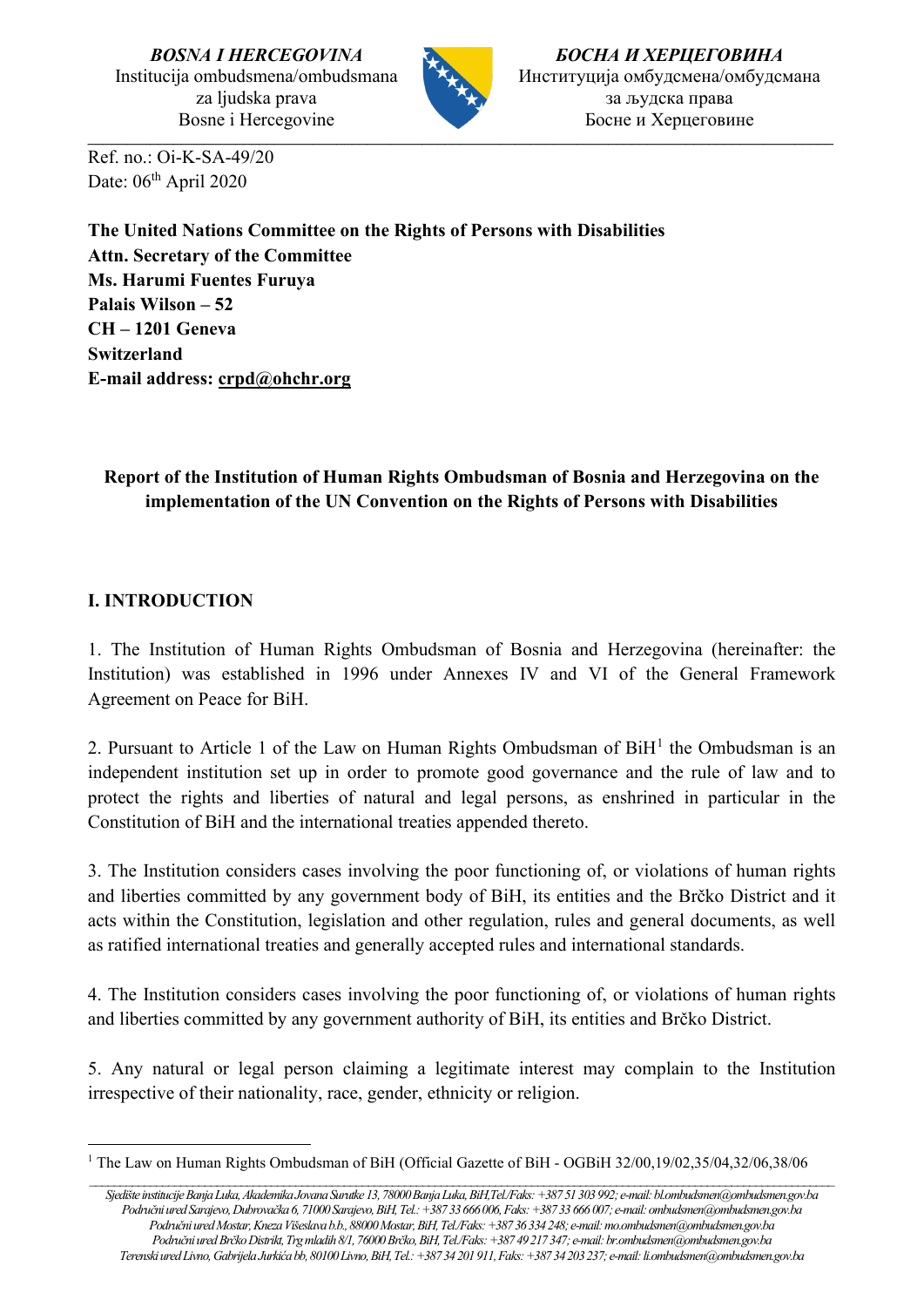*BOSNA I HERCEGOVINA*
Institucija ombudsmena/ombudsmana
za ljudska prava
Bosne i Hercegovine

*БОСНА И ХЕРЦЕГОВИНА*
Институција омбудсмена/омбудсмана
за људска права
Босне и Херцеговине

Ref. no.: Oi-K-SA-49/20
Date: 06th April 2020

**The United Nations Committee on the Rights of Persons with Disabilities**
**Attn. Secretary of the Committee**
**Ms. Harumi Fuentes Furuya**
**Palais Wilson – 52**
**CH – 1201 Geneva**
**Switzerland**
**E-mail address: crpd@ohchr.org**

**Report of the Institution of Human Rights Ombudsman of Bosnia and Herzegovina on the implementation of the UN Convention on the Rights of Persons with Disabilities**

## I. INTRODUCTION

1. The Institution of Human Rights Ombudsman of Bosnia and Herzegovina (hereinafter: the Institution) was established in 1996 under Annexes IV and VI of the General Framework Agreement on Peace for BiH.

2. Pursuant to Article 1 of the Law on Human Rights Ombudsman of BiH[1] the Ombudsman is an independent institution set up in order to promote good governance and the rule of law and to protect the rights and liberties of natural and legal persons, as enshrined in particular in the Constitution of BiH and the international treaties appended thereto.

3. The Institution considers cases involving the poor functioning of, or violations of human rights and liberties committed by any government body of BiH, its entities and the Brčko District and it acts within the Constitution, legislation and other regulation, rules and general documents, as well as ratified international treaties and generally accepted rules and international standards.

4. The Institution considers cases involving the poor functioning of, or violations of human rights and liberties committed by any government authority of BiH, its entities and Brčko District.

5. Any natural or legal person claiming a legitimate interest may complain to the Institution irrespective of their nationality, race, gender, ethnicity or religion.

[1] The Law on Human Rights Ombudsman of BiH (Official Gazette of BiH - OGBiH 32/00,19/02,35/04,32/06,38/06

*Sjedište institucije Banja Luka, Akademika Jovana Surutke 13, 78000 Banja Luka, BiH,Tel./Faks: +387 51 303 992; e-mail: bl.ombudsmen@ombudsmen.gov.ba*
*Područni ured Sarajevo, Dubrovačka 6, 71000 Sarajevo, BiH, Tel.: +387 33 666 006, Faks: +387 33 666 007; e-mail: ombudsmen@ombudsmen.gov.ba*
*Područni ured Mostar, Kneza Višeslava b.b., 88000 Mostar, BiH, Tel./Faks: +387 36 334 248; e-mail: mo.ombudsmen@ombudsmen.gov.ba*
*Područni ured Brčko Distrikt, Trg mladih 8/1, 76000 Brčko, BiH, Tel./Faks: +387 49 217 347; e-mail: br.ombudsmen@ombudsmen.gov.ba*
*Terenski ured Livno, Gabrijela Jurkića bb, 80100 Livno, BiH, Tel.: +387 34 201 911, Faks: +387 34 203 237; e-mail: li.ombudsmen@ombudsmen.gov.ba*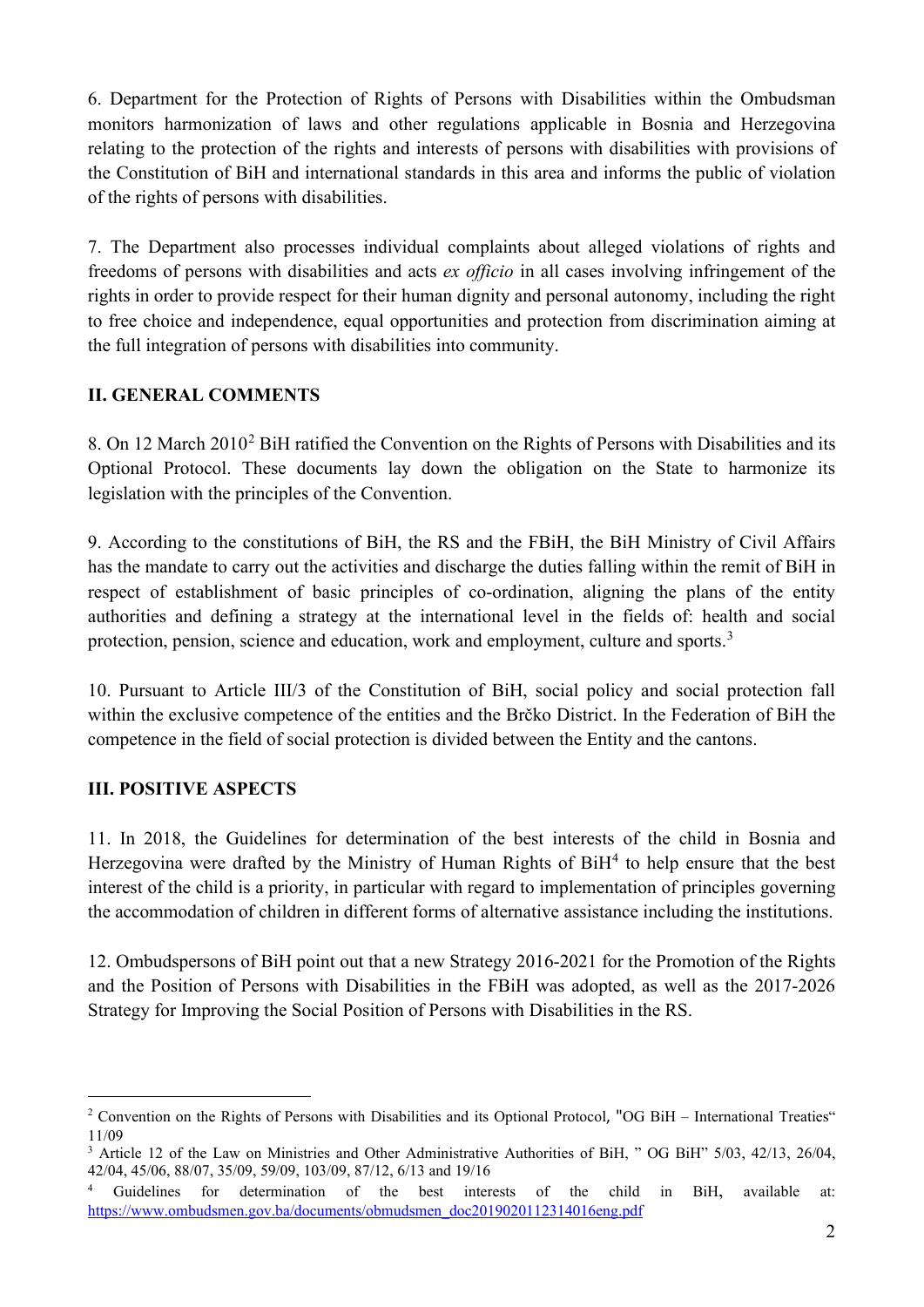6. Department for the Protection of Rights of Persons with Disabilities within the Ombudsman monitors harmonization of laws and other regulations applicable in Bosnia and Herzegovina relating to the protection of the rights and interests of persons with disabilities with provisions of the Constitution of BiH and international standards in this area and informs the public of violation of the rights of persons with disabilities.

7. The Department also processes individual complaints about alleged violations of rights and freedoms of persons with disabilities and acts *ex officio* in all cases involving infringement of the rights in order to provide respect for their human dignity and personal autonomy, including the right to free choice and independence, equal opportunities and protection from discrimination aiming at the full integration of persons with disabilities into community.

## II. GENERAL COMMENTS

8. On 12 March 2010[2] BiH ratified the Convention on the Rights of Persons with Disabilities and its Optional Protocol. These documents lay down the obligation on the State to harmonize its legislation with the principles of the Convention.

9. According to the constitutions of BiH, the RS and the FBiH, the BiH Ministry of Civil Affairs has the mandate to carry out the activities and discharge the duties falling within the remit of BiH in respect of establishment of basic principles of co-ordination, aligning the plans of the entity authorities and defining a strategy at the international level in the fields of: health and social protection, pension, science and education, work and employment, culture and sports.[3]

10. Pursuant to Article III/3 of the Constitution of BiH, social policy and social protection fall within the exclusive competence of the entities and the Brčko District. In the Federation of BiH the competence in the field of social protection is divided between the Entity and the cantons.

## III. POSITIVE ASPECTS

11. In 2018, the Guidelines for determination of the best interests of the child in Bosnia and Herzegovina were drafted by the Ministry of Human Rights of BiH[4] to help ensure that the best interest of the child is a priority, in particular with regard to implementation of principles governing the accommodation of children in different forms of alternative assistance including the institutions.

12. Ombudspersons of BiH point out that a new Strategy 2016-2021 for the Promotion of the Rights and the Position of Persons with Disabilities in the FBiH was adopted, as well as the 2017-2026 Strategy for Improving the Social Position of Persons with Disabilities in the RS.

---

[2] Convention on the Rights of Persons with Disabilities and its Optional Protocol, "OG BiH – International Treaties" 11/09

[3] Article 12 of the Law on Ministries and Other Administrative Authorities of BiH, " OG BiH" 5/03, 42/13, 26/04, 42/04, 45/06, 88/07, 35/09, 59/09, 103/09, 87/12, 6/13 and 19/16

[4] Guidelines for determination of the best interests of the child in BiH, available at: https://www.ombudsmen.gov.ba/documents/obmudsmen_doc2019020112314016eng.pdf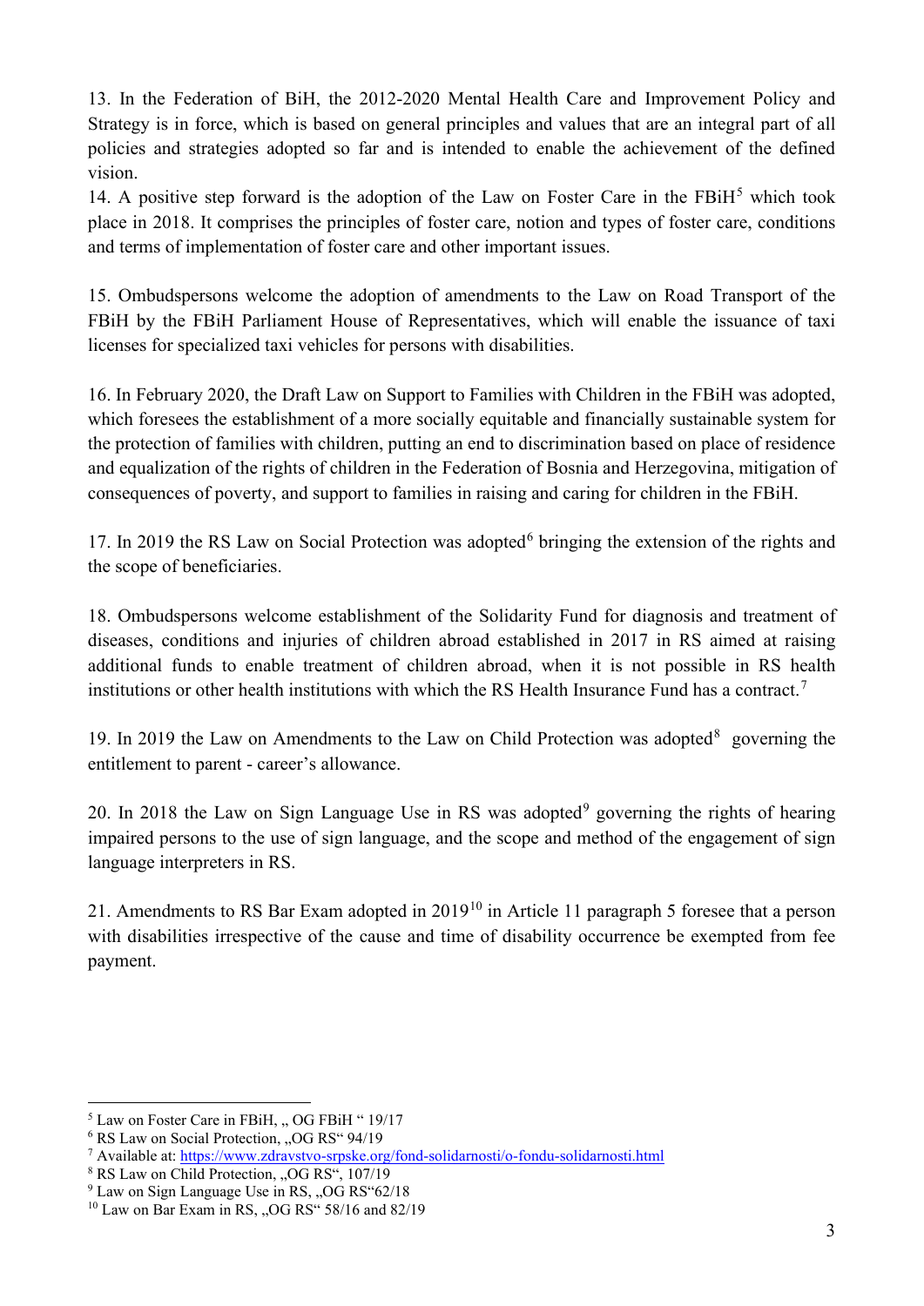13. In the Federation of BiH, the 2012-2020 Mental Health Care and Improvement Policy and Strategy is in force, which is based on general principles and values that are an integral part of all policies and strategies adopted so far and is intended to enable the achievement of the defined vision.

14. A positive step forward is the adoption of the Law on Foster Care in the FBiH[5] which took place in 2018. It comprises the principles of foster care, notion and types of foster care, conditions and terms of implementation of foster care and other important issues.

15. Ombudspersons welcome the adoption of amendments to the Law on Road Transport of the FBiH by the FBiH Parliament House of Representatives, which will enable the issuance of taxi licenses for specialized taxi vehicles for persons with disabilities.

16. In February 2020, the Draft Law on Support to Families with Children in the FBiH was adopted, which foresees the establishment of a more socially equitable and financially sustainable system for the protection of families with children, putting an end to discrimination based on place of residence and equalization of the rights of children in the Federation of Bosnia and Herzegovina, mitigation of consequences of poverty, and support to families in raising and caring for children in the FBiH.

17. In 2019 the RS Law on Social Protection was adopted[6] bringing the extension of the rights and the scope of beneficiaries.

18. Ombudspersons welcome establishment of the Solidarity Fund for diagnosis and treatment of diseases, conditions and injuries of children abroad established in 2017 in RS aimed at raising additional funds to enable treatment of children abroad, when it is not possible in RS health institutions or other health institutions with which the RS Health Insurance Fund has a contract.[7]

19. In 2019 the Law on Amendments to the Law on Child Protection was adopted[8] governing the entitlement to parent - career's allowance.

20. In 2018 the Law on Sign Language Use in RS was adopted[9] governing the rights of hearing impaired persons to the use of sign language, and the scope and method of the engagement of sign language interpreters in RS.

21. Amendments to RS Bar Exam adopted in 2019[10] in Article 11 paragraph 5 foresee that a person with disabilities irrespective of the cause and time of disability occurrence be exempted from fee payment.

---

[5] Law on Foster Care in FBiH, „ OG FBiH " 19/17

[6] RS Law on Social Protection, „OG RS" 94/19

[7] Available at: https://www.zdravstvo-srpske.org/fond-solidarnosti/o-fondu-solidarnosti.html

[8] RS Law on Child Protection, „OG RS", 107/19

[9] Law on Sign Language Use in RS, „OG RS"62/18

[10] Law on Bar Exam in RS, „OG RS" 58/16 and 82/19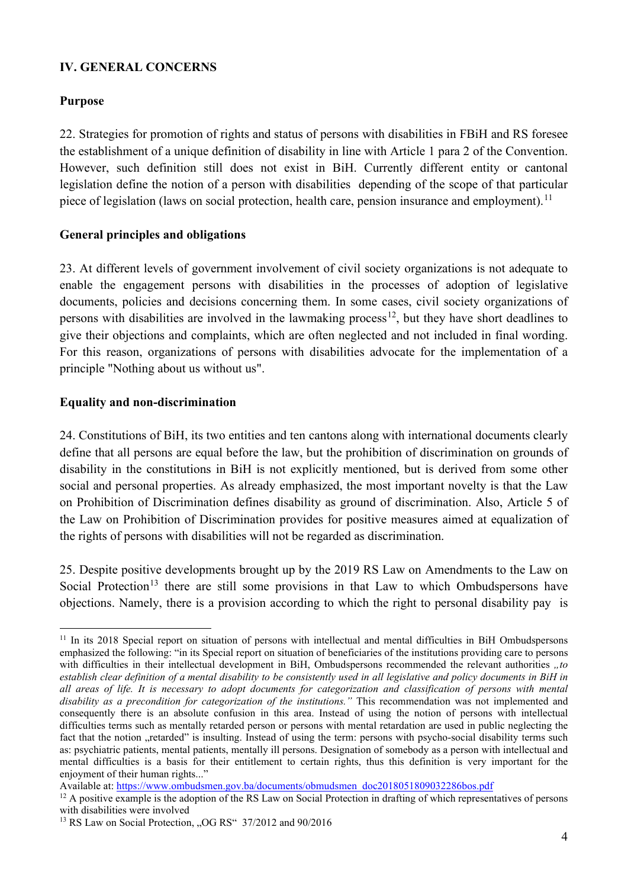## IV. GENERAL CONCERNS

### Purpose

22. Strategies for promotion of rights and status of persons with disabilities in FBiH and RS foresee the establishment of a unique definition of disability in line with Article 1 para 2 of the Convention. However, such definition still does not exist in BiH. Currently different entity or cantonal legislation define the notion of a person with disabilities depending of the scope of that particular piece of legislation (laws on social protection, health care, pension insurance and employment).[11]

### General principles and obligations

23. At different levels of government involvement of civil society organizations is not adequate to enable the engagement persons with disabilities in the processes of adoption of legislative documents, policies and decisions concerning them. In some cases, civil society organizations of persons with disabilities are involved in the lawmaking process[12], but they have short deadlines to give their objections and complaints, which are often neglected and not included in final wording. For this reason, organizations of persons with disabilities advocate for the implementation of a principle "Nothing about us without us".

### Equality and non-discrimination

24. Constitutions of BiH, its two entities and ten cantons along with international documents clearly define that all persons are equal before the law, but the prohibition of discrimination on grounds of disability in the constitutions in BiH is not explicitly mentioned, but is derived from some other social and personal properties. As already emphasized, the most important novelty is that the Law on Prohibition of Discrimination defines disability as ground of discrimination. Also, Article 5 of the Law on Prohibition of Discrimination provides for positive measures aimed at equalization of the rights of persons with disabilities will not be regarded as discrimination.

25. Despite positive developments brought up by the 2019 RS Law on Amendments to the Law on Social Protection[13] there are still some provisions in that Law to which Ombudspersons have objections. Namely, there is a provision according to which the right to personal disability pay is

---

[11] In its 2018 Special report on situation of persons with intellectual and mental difficulties in BiH Ombudspersons emphasized the following: "in its Special report on situation of beneficiaries of the institutions providing care to persons with difficulties in their intellectual development in BiH, Ombudspersons recommended the relevant authorities *„to establish clear definition of a mental disability to be consistently used in all legislative and policy documents in BiH in all areas of life. It is necessary to adopt documents for categorization and classification of persons with mental disability as a precondition for categorization of the institutions."* This recommendation was not implemented and consequently there is an absolute confusion in this area. Instead of using the notion of persons with intellectual difficulties terms such as mentally retarded person or persons with mental retardation are used in public neglecting the fact that the notion „retarded" is insulting. Instead of using the term: persons with psycho-social disability terms such as: psychiatric patients, mental patients, mentally ill persons. Designation of somebody as a person with intellectual and mental difficulties is a basis for their entitlement to certain rights, thus this definition is very important for the enjoyment of their human rights..."
Available at: https://www.ombudsmen.gov.ba/documents/obmudsmen_doc2018051809032286bos.pdf

[12] A positive example is the adoption of the RS Law on Social Protection in drafting of which representatives of persons with disabilities were involved

[13] RS Law on Social Protection, „OG RS" 37/2012 and 90/2016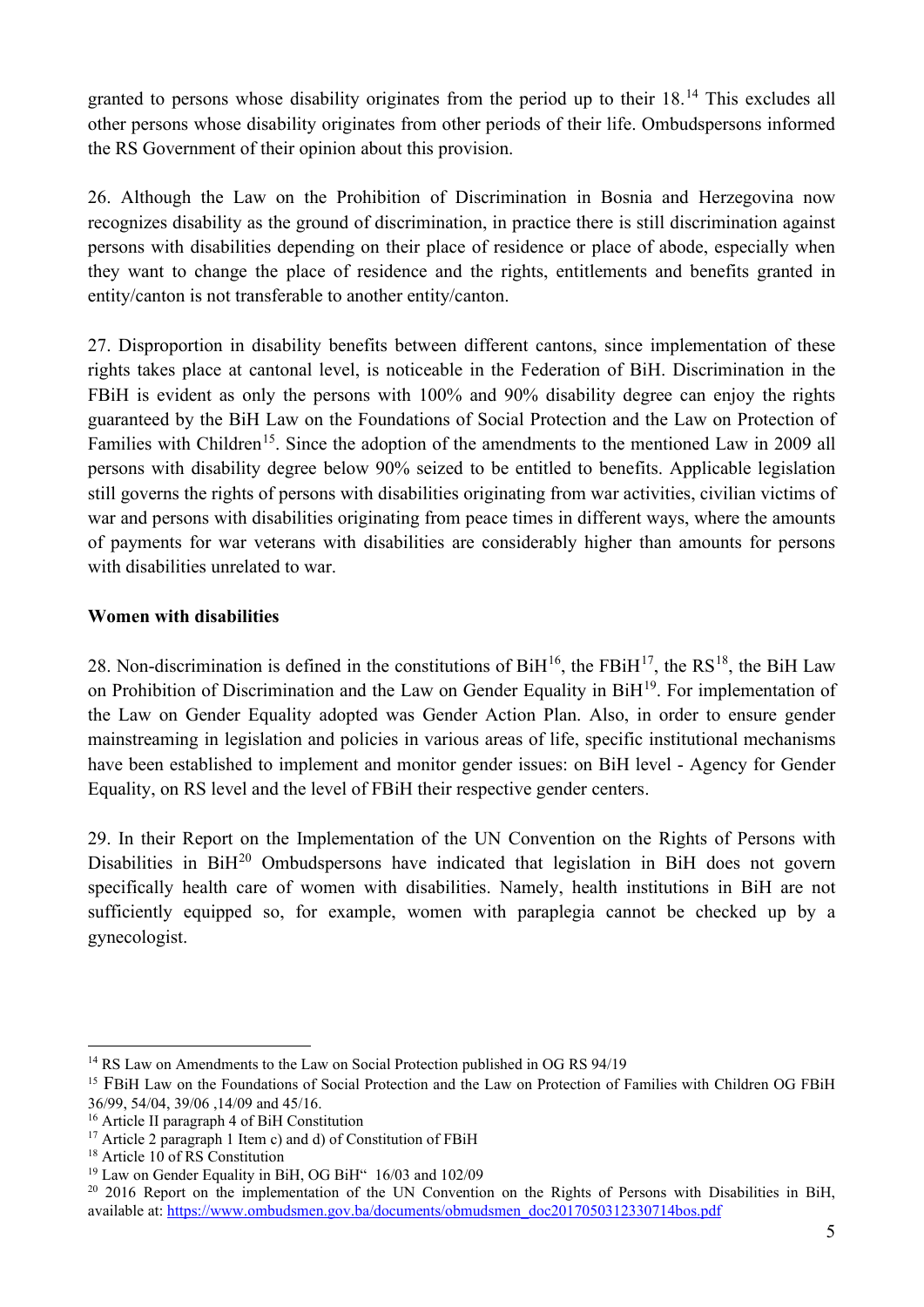granted to persons whose disability originates from the period up to their 18.[14] This excludes all other persons whose disability originates from other periods of their life. Ombudspersons informed the RS Government of their opinion about this provision.

26. Although the Law on the Prohibition of Discrimination in Bosnia and Herzegovina now recognizes disability as the ground of discrimination, in practice there is still discrimination against persons with disabilities depending on their place of residence or place of abode, especially when they want to change the place of residence and the rights, entitlements and benefits granted in entity/canton is not transferable to another entity/canton.

27. Disproportion in disability benefits between different cantons, since implementation of these rights takes place at cantonal level, is noticeable in the Federation of BiH. Discrimination in the FBiH is evident as only the persons with 100% and 90% disability degree can enjoy the rights guaranteed by the BiH Law on the Foundations of Social Protection and the Law on Protection of Families with Children[15]. Since the adoption of the amendments to the mentioned Law in 2009 all persons with disability degree below 90% seized to be entitled to benefits. Applicable legislation still governs the rights of persons with disabilities originating from war activities, civilian victims of war and persons with disabilities originating from peace times in different ways, where the amounts of payments for war veterans with disabilities are considerably higher than amounts for persons with disabilities unrelated to war.

**Women with disabilities**

28. Non-discrimination is defined in the constitutions of BiH[16], the FBiH[17], the RS[18], the BiH Law on Prohibition of Discrimination and the Law on Gender Equality in BiH[19]. For implementation of the Law on Gender Equality adopted was Gender Action Plan. Also, in order to ensure gender mainstreaming in legislation and policies in various areas of life, specific institutional mechanisms have been established to implement and monitor gender issues: on BiH level - Agency for Gender Equality, on RS level and the level of FBiH their respective gender centers.

29. In their Report on the Implementation of the UN Convention on the Rights of Persons with Disabilities in BiH[20] Ombudspersons have indicated that legislation in BiH does not govern specifically health care of women with disabilities. Namely, health institutions in BiH are not sufficiently equipped so, for example, women with paraplegia cannot be checked up by a gynecologist.

---

[14] RS Law on Amendments to the Law on Social Protection published in OG RS 94/19

[15] FBiH Law on the Foundations of Social Protection and the Law on Protection of Families with Children OG FBiH 36/99, 54/04, 39/06 ,14/09 and 45/16.

[16] Article II paragraph 4 of BiH Constitution

[17] Article 2 paragraph 1 Item c) and d) of Constitution of FBiH

[18] Article 10 of RS Constitution

[19] Law on Gender Equality in BiH, OG BiH" 16/03 and 102/09

[20] 2016 Report on the implementation of the UN Convention on the Rights of Persons with Disabilities in BiH, available at: https://www.ombudsmen.gov.ba/documents/obmudsmen_doc2017050312330714bos.pdf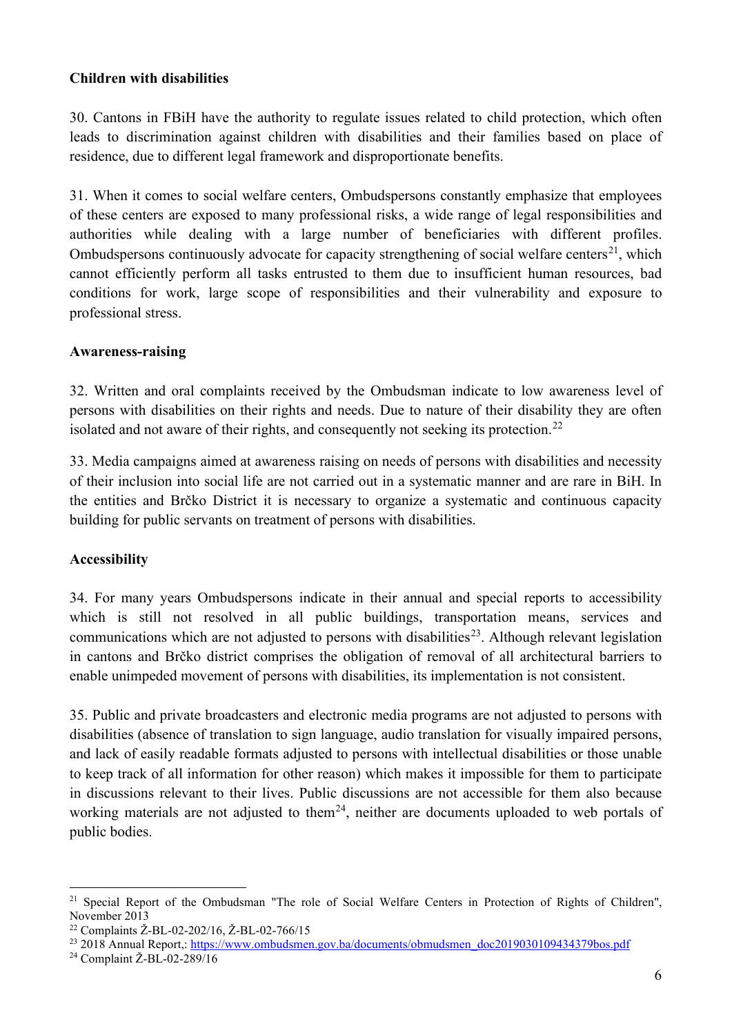**Children with disabilities**

30. Cantons in FBiH have the authority to regulate issues related to child protection, which often leads to discrimination against children with disabilities and their families based on place of residence, due to different legal framework and disproportionate benefits.

31. When it comes to social welfare centers, Ombudspersons constantly emphasize that employees of these centers are exposed to many professional risks, a wide range of legal responsibilities and authorities while dealing with a large number of beneficiaries with different profiles. Ombudspersons continuously advocate for capacity strengthening of social welfare centers[21], which cannot efficiently perform all tasks entrusted to them due to insufficient human resources, bad conditions for work, large scope of responsibilities and their vulnerability and exposure to professional stress.

**Awareness-raising**

32. Written and oral complaints received by the Ombudsman indicate to low awareness level of persons with disabilities on their rights and needs. Due to nature of their disability they are often isolated and not aware of their rights, and consequently not seeking its protection.[22]

33. Media campaigns aimed at awareness raising on needs of persons with disabilities and necessity of their inclusion into social life are not carried out in a systematic manner and are rare in BiH. In the entities and Brčko District it is necessary to organize a systematic and continuous capacity building for public servants on treatment of persons with disabilities.

**Accessibility**

34. For many years Ombudspersons indicate in their annual and special reports to accessibility which is still not resolved in all public buildings, transportation means, services and communications which are not adjusted to persons with disabilities[23]. Although relevant legislation in cantons and Brčko district comprises the obligation of removal of all architectural barriers to enable unimpeded movement of persons with disabilities, its implementation is not consistent.

35. Public and private broadcasters and electronic media programs are not adjusted to persons with disabilities (absence of translation to sign language, audio translation for visually impaired persons, and lack of easily readable formats adjusted to persons with intellectual disabilities or those unable to keep track of all information for other reason) which makes it impossible for them to participate in discussions relevant to their lives. Public discussions are not accessible for them also because working materials are not adjusted to them[24], neither are documents uploaded to web portals of public bodies.

---

[21] Special Report of the Ombudsman "The role of Social Welfare Centers in Protection of Rights of Children", November 2013

[22] Complaints Ž-BL-02-202/16, Ž-BL-02-766/15

[23] 2018 Annual Report,: https://www.ombudsmen.gov.ba/documents/obmudsmen_doc2019030109434379bos.pdf

[24] Complaint Ž-BL-02-289/16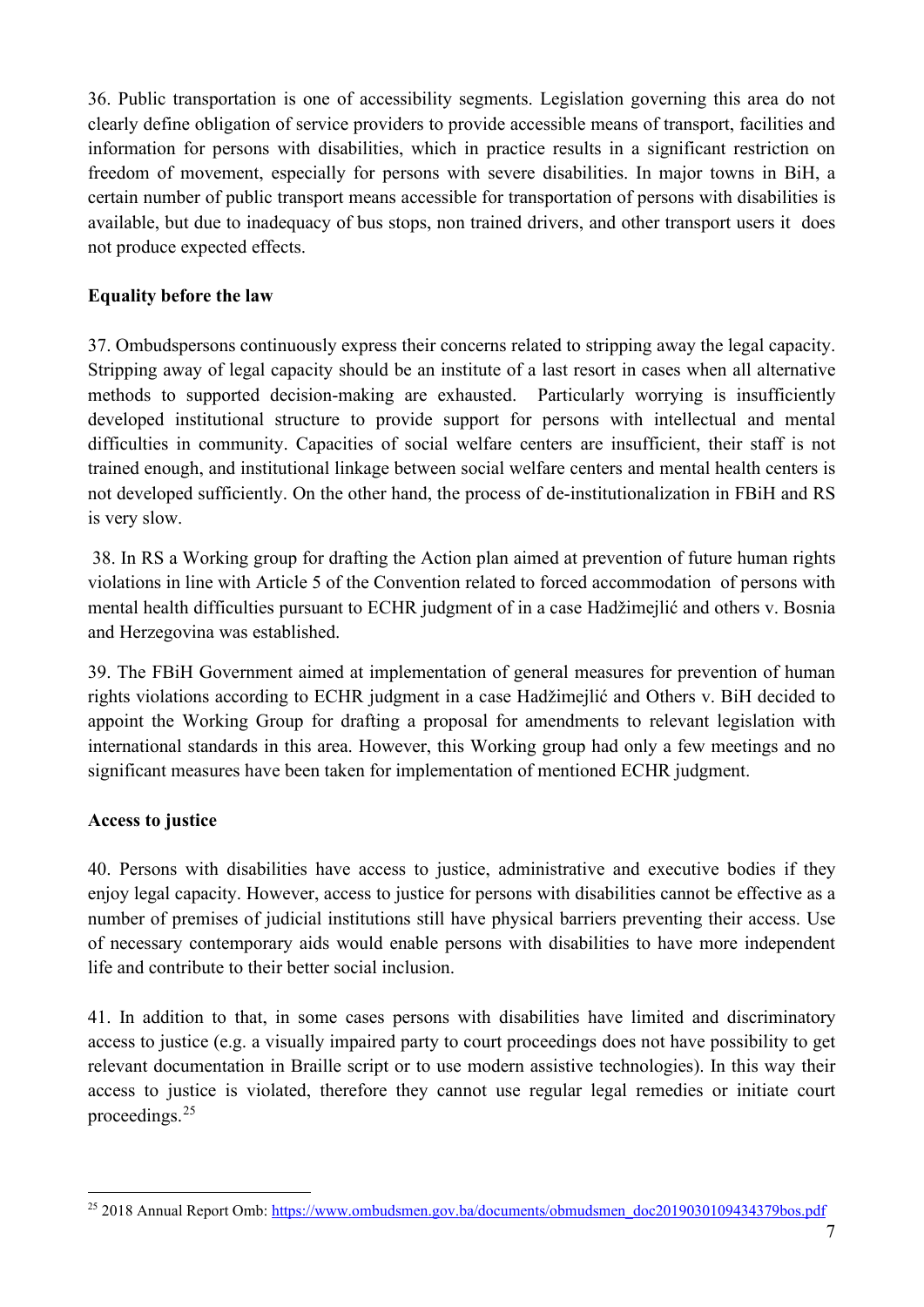36. Public transportation is one of accessibility segments. Legislation governing this area do not clearly define obligation of service providers to provide accessible means of transport, facilities and information for persons with disabilities, which in practice results in a significant restriction on freedom of movement, especially for persons with severe disabilities. In major towns in BiH, a certain number of public transport means accessible for transportation of persons with disabilities is available, but due to inadequacy of bus stops, non trained drivers, and other transport users it does not produce expected effects.

**Equality before the law**

37. Ombudspersons continuously express their concerns related to stripping away the legal capacity. Stripping away of legal capacity should be an institute of a last resort in cases when all alternative methods to supported decision-making are exhausted. Particularly worrying is insufficiently developed institutional structure to provide support for persons with intellectual and mental difficulties in community. Capacities of social welfare centers are insufficient, their staff is not trained enough, and institutional linkage between social welfare centers and mental health centers is not developed sufficiently. On the other hand, the process of de-institutionalization in FBiH and RS is very slow.

38. In RS a Working group for drafting the Action plan aimed at prevention of future human rights violations in line with Article 5 of the Convention related to forced accommodation of persons with mental health difficulties pursuant to ECHR judgment of in a case Hadžimejlić and others v. Bosnia and Herzegovina was established.

39. The FBiH Government aimed at implementation of general measures for prevention of human rights violations according to ECHR judgment in a case Hadžimejlić and Others v. BiH decided to appoint the Working Group for drafting a proposal for amendments to relevant legislation with international standards in this area. However, this Working group had only a few meetings and no significant measures have been taken for implementation of mentioned ECHR judgment.

**Access to justice**

40. Persons with disabilities have access to justice, administrative and executive bodies if they enjoy legal capacity. However, access to justice for persons with disabilities cannot be effective as a number of premises of judicial institutions still have physical barriers preventing their access. Use of necessary contemporary aids would enable persons with disabilities to have more independent life and contribute to their better social inclusion.

41. In addition to that, in some cases persons with disabilities have limited and discriminatory access to justice (e.g. a visually impaired party to court proceedings does not have possibility to get relevant documentation in Braille script or to use modern assistive technologies). In this way their access to justice is violated, therefore they cannot use regular legal remedies or initiate court proceedings.[25]

---

[25] 2018 Annual Report Omb: https://www.ombudsmen.gov.ba/documents/obmudsmen_doc2019030109434379bos.pdf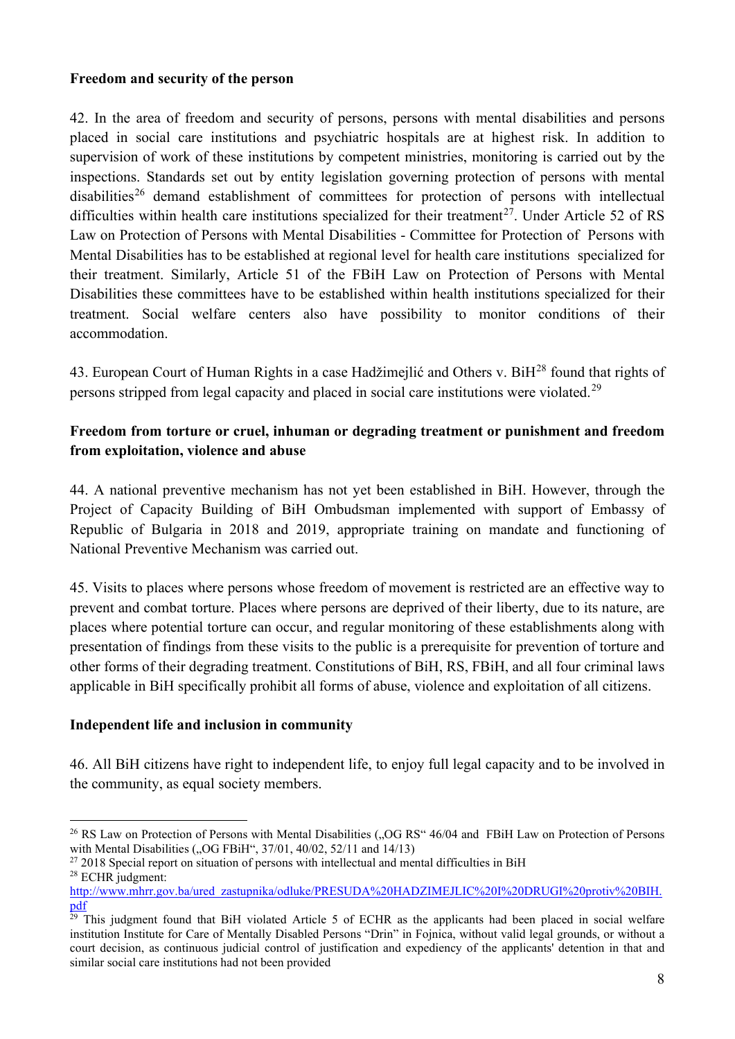**Freedom and security of the person**

42. In the area of freedom and security of persons, persons with mental disabilities and persons placed in social care institutions and psychiatric hospitals are at highest risk. In addition to supervision of work of these institutions by competent ministries, monitoring is carried out by the inspections. Standards set out by entity legislation governing protection of persons with mental disabilities[26] demand establishment of committees for protection of persons with intellectual difficulties within health care institutions specialized for their treatment[27]. Under Article 52 of RS Law on Protection of Persons with Mental Disabilities - Committee for Protection of Persons with Mental Disabilities has to be established at regional level for health care institutions specialized for their treatment. Similarly, Article 51 of the FBiH Law on Protection of Persons with Mental Disabilities these committees have to be established within health institutions specialized for their treatment. Social welfare centers also have possibility to monitor conditions of their accommodation.

43. European Court of Human Rights in a case Hadžimejlić and Others v. BiH[28] found that rights of persons stripped from legal capacity and placed in social care institutions were violated.[29]

**Freedom from torture or cruel, inhuman or degrading treatment or punishment and freedom from exploitation, violence and abuse**

44. A national preventive mechanism has not yet been established in BiH. However, through the Project of Capacity Building of BiH Ombudsman implemented with support of Embassy of Republic of Bulgaria in 2018 and 2019, appropriate training on mandate and functioning of National Preventive Mechanism was carried out.

45. Visits to places where persons whose freedom of movement is restricted are an effective way to prevent and combat torture. Places where persons are deprived of their liberty, due to its nature, are places where potential torture can occur, and regular monitoring of these establishments along with presentation of findings from these visits to the public is a prerequisite for prevention of torture and other forms of their degrading treatment. Constitutions of BiH, RS, FBiH, and all four criminal laws applicable in BiH specifically prohibit all forms of abuse, violence and exploitation of all citizens.

**Independent life and inclusion in community**

46. All BiH citizens have right to independent life, to enjoy full legal capacity and to be involved in the community, as equal society members.

---

[26] RS Law on Protection of Persons with Mental Disabilities („OG RS" 46/04 and FBiH Law on Protection of Persons with Mental Disabilities („OG FBiH", 37/01, 40/02, 52/11 and 14/13)

[27] 2018 Special report on situation of persons with intellectual and mental difficulties in BiH

[28] ECHR judgment: http://www.mhrr.gov.ba/ured_zastupnika/odluke/PRESUDA%20HADZIMEJLIC%20I%20DRUGI%20protiv%20BIH.pdf

[29] This judgment found that BiH violated Article 5 of ECHR as the applicants had been placed in social welfare institution Institute for Care of Mentally Disabled Persons "Drin" in Fojnica, without valid legal grounds, or without a court decision, as continuous judicial control of justification and expediency of the applicants' detention in that and similar social care institutions had not been provided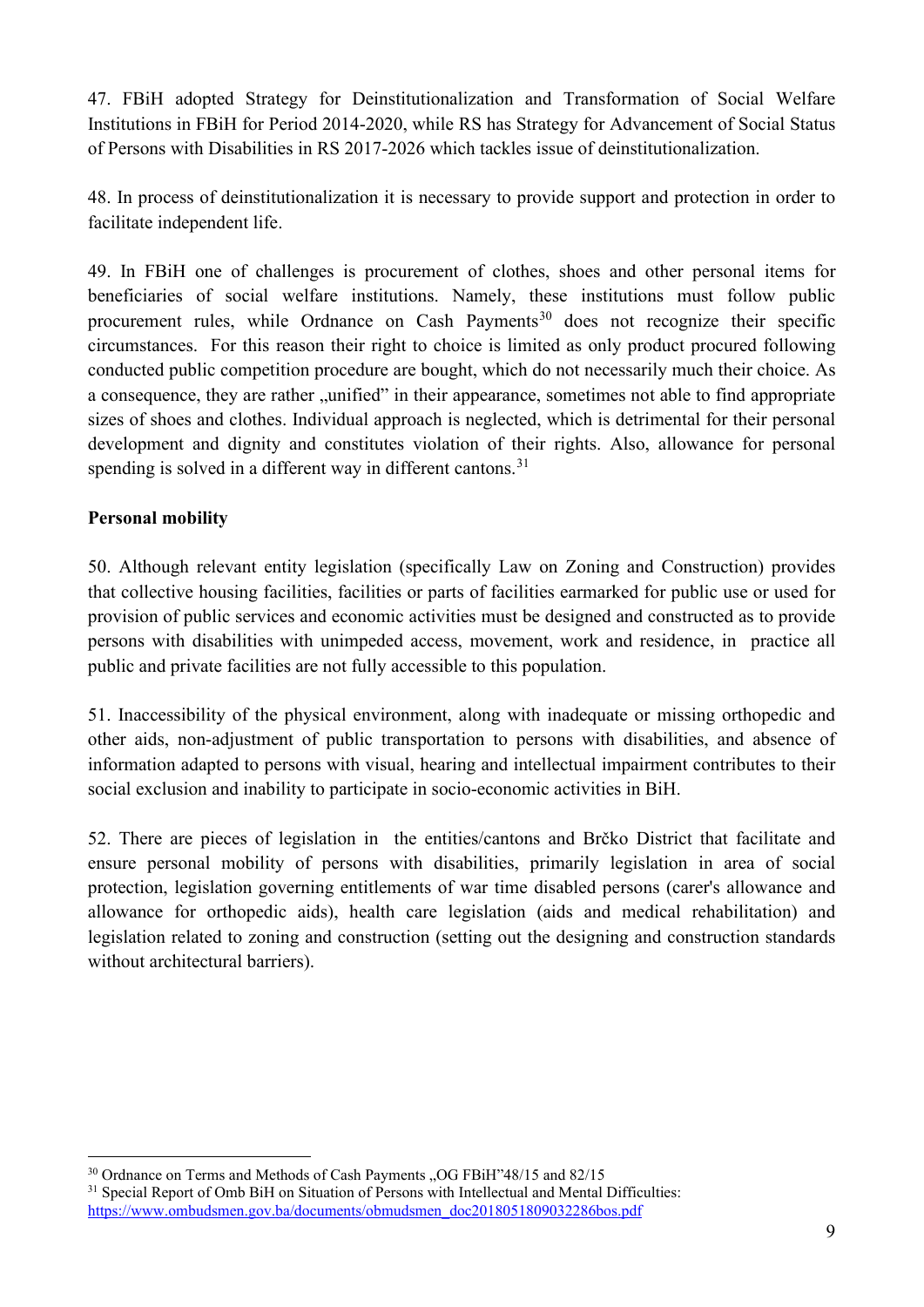47. FBiH adopted Strategy for Deinstitutionalization and Transformation of Social Welfare Institutions in FBiH for Period 2014-2020, while RS has Strategy for Advancement of Social Status of Persons with Disabilities in RS 2017-2026 which tackles issue of deinstitutionalization.

48. In process of deinstitutionalization it is necessary to provide support and protection in order to facilitate independent life.

49. In FBiH one of challenges is procurement of clothes, shoes and other personal items for beneficiaries of social welfare institutions. Namely, these institutions must follow public procurement rules, while Ordnance on Cash Payments[30] does not recognize their specific circumstances. For this reason their right to choice is limited as only product procured following conducted public competition procedure are bought, which do not necessarily much their choice. As a consequence, they are rather „unified" in their appearance, sometimes not able to find appropriate sizes of shoes and clothes. Individual approach is neglected, which is detrimental for their personal development and dignity and constitutes violation of their rights. Also, allowance for personal spending is solved in a different way in different cantons.[31]

**Personal mobility**

50. Although relevant entity legislation (specifically Law on Zoning and Construction) provides that collective housing facilities, facilities or parts of facilities earmarked for public use or used for provision of public services and economic activities must be designed and constructed as to provide persons with disabilities with unimpeded access, movement, work and residence, in practice all public and private facilities are not fully accessible to this population.

51. Inaccessibility of the physical environment, along with inadequate or missing orthopedic and other aids, non-adjustment of public transportation to persons with disabilities, and absence of information adapted to persons with visual, hearing and intellectual impairment contributes to their social exclusion and inability to participate in socio-economic activities in BiH.

52. There are pieces of legislation in the entities/cantons and Brčko District that facilitate and ensure personal mobility of persons with disabilities, primarily legislation in area of social protection, legislation governing entitlements of war time disabled persons (carer's allowance and allowance for orthopedic aids), health care legislation (aids and medical rehabilitation) and legislation related to zoning and construction (setting out the designing and construction standards without architectural barriers).

---

[30] Ordnance on Terms and Methods of Cash Payments „OG FBiH"48/15 and 82/15

[31] Special Report of Omb BiH on Situation of Persons with Intellectual and Mental Difficulties: https://www.ombudsmen.gov.ba/documents/obmudsmen_doc2018051809032286bos.pdf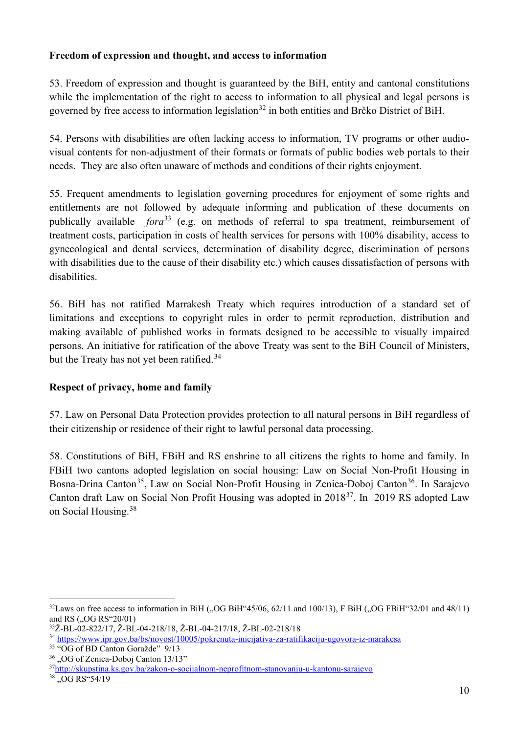**Freedom of expression and thought, and access to information**

53. Freedom of expression and thought is guaranteed by the BiH, entity and cantonal constitutions while the implementation of the right to access to information to all physical and legal persons is governed by free access to information legislation[32] in both entities and Brčko District of BiH.

54. Persons with disabilities are often lacking access to information, TV programs or other audio-visual contents for non-adjustment of their formats or formats of public bodies web portals to their needs. They are also often unaware of methods and conditions of their rights enjoyment.

55. Frequent amendments to legislation governing procedures for enjoyment of some rights and entitlements are not followed by adequate informing and publication of these documents on publically available *fora*[33] (e.g. on methods of referral to spa treatment, reimbursement of treatment costs, participation in costs of health services for persons with 100% disability, access to gynecological and dental services, determination of disability degree, discrimination of persons with disabilities due to the cause of their disability etc.) which causes dissatisfaction of persons with disabilities.

56. BiH has not ratified Marrakesh Treaty which requires introduction of a standard set of limitations and exceptions to copyright rules in order to permit reproduction, distribution and making available of published works in formats designed to be accessible to visually impaired persons. An initiative for ratification of the above Treaty was sent to the BiH Council of Ministers, but the Treaty has not yet been ratified.[34]

**Respect of privacy, home and family**

57. Law on Personal Data Protection provides protection to all natural persons in BiH regardless of their citizenship or residence of their right to lawful personal data processing.

58. Constitutions of BiH, FBiH and RS enshrine to all citizens the rights to home and family. In FBiH two cantons adopted legislation on social housing: Law on Social Non-Profit Housing in Bosna-Drina Canton[35], Law on Social Non-Profit Housing in Zenica-Doboj Canton[36]. In Sarajevo Canton draft Law on Social Non Profit Housing was adopted in 2018[37]. In 2019 RS adopted Law on Social Housing.[38]

---

[32] Laws on free access to information in BiH („OG BiH"45/06, 62/11 and 100/13), F BiH („OG FBiH"32/01 and 48/11) and RS („OG RS"20/01)

[33] Ž-BL-02-822/17, Ž-BL-04-218/18, Ž-BL-04-217/18, Ž-BL-02-218/18

[34] https://www.ipr.gov.ba/bs/novost/10005/pokrenuta-inicijativa-za-ratifikaciju-ugovora-iz-marakesa

[35] "OG of BD Canton Goražde" 9/13

[36] „OG of Zenica-Doboj Canton 13/13"

[37] http://skupstina.ks.gov.ba/zakon-o-socijalnom-neprofitnom-stanovanju-u-kantonu-sarajevo

[38] „OG RS"54/19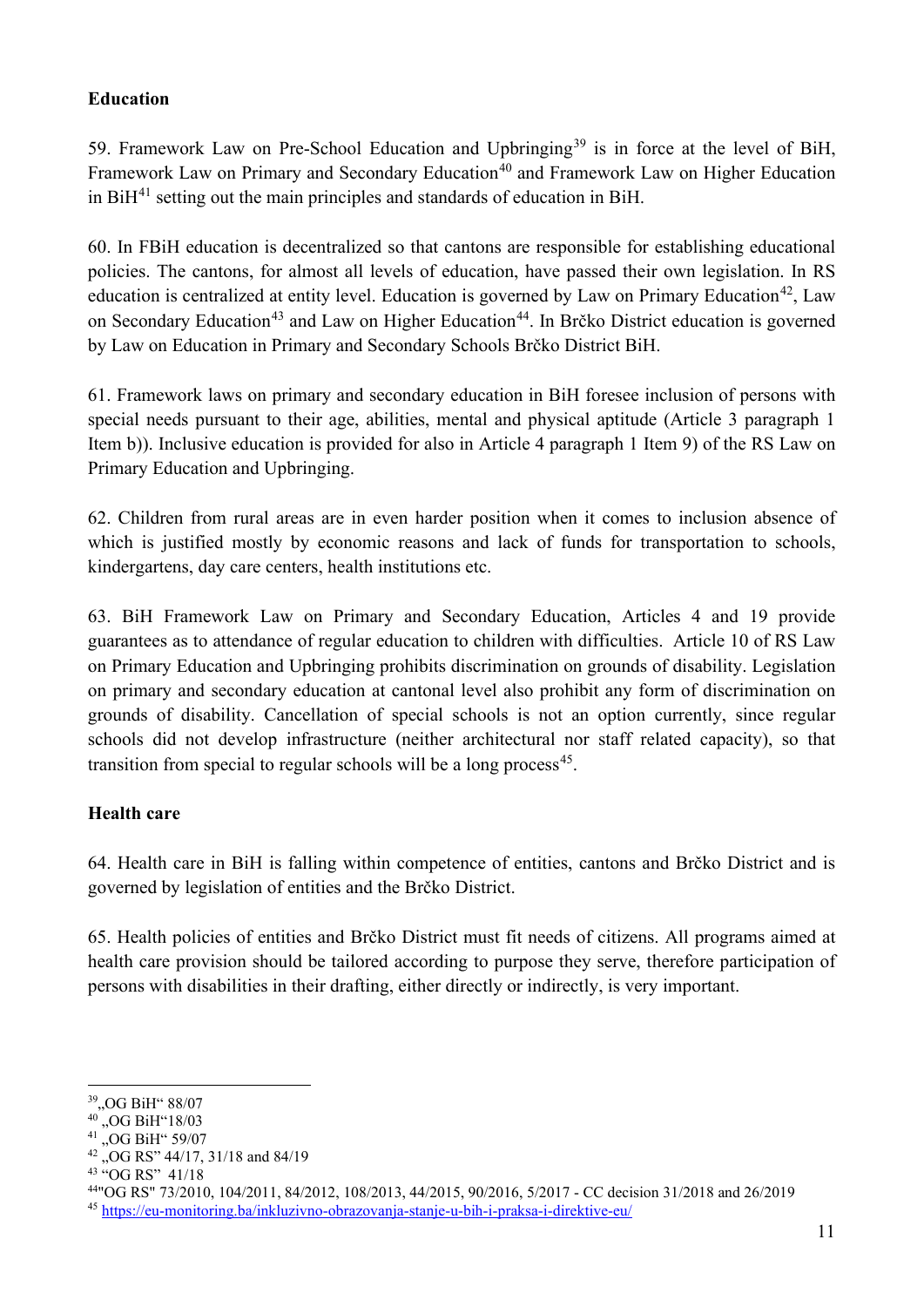## Education

59. Framework Law on Pre-School Education and Upbringing[39] is in force at the level of BiH, Framework Law on Primary and Secondary Education[40] and Framework Law on Higher Education in BiH[41] setting out the main principles and standards of education in BiH.

60. In FBiH education is decentralized so that cantons are responsible for establishing educational policies. The cantons, for almost all levels of education, have passed their own legislation. In RS education is centralized at entity level. Education is governed by Law on Primary Education[42], Law on Secondary Education[43] and Law on Higher Education[44]. In Brčko District education is governed by Law on Education in Primary and Secondary Schools Brčko District BiH.

61. Framework laws on primary and secondary education in BiH foresee inclusion of persons with special needs pursuant to their age, abilities, mental and physical aptitude (Article 3 paragraph 1 Item b)). Inclusive education is provided for also in Article 4 paragraph 1 Item 9) of the RS Law on Primary Education and Upbringing.

62. Children from rural areas are in even harder position when it comes to inclusion absence of which is justified mostly by economic reasons and lack of funds for transportation to schools, kindergartens, day care centers, health institutions etc.

63. BiH Framework Law on Primary and Secondary Education, Articles 4 and 19 provide guarantees as to attendance of regular education to children with difficulties. Article 10 of RS Law on Primary Education and Upbringing prohibits discrimination on grounds of disability. Legislation on primary and secondary education at cantonal level also prohibit any form of discrimination on grounds of disability. Cancellation of special schools is not an option currently, since regular schools did not develop infrastructure (neither architectural nor staff related capacity), so that transition from special to regular schools will be a long process[45].

## Health care

64. Health care in BiH is falling within competence of entities, cantons and Brčko District and is governed by legislation of entities and the Brčko District.

65. Health policies of entities and Brčko District must fit needs of citizens. All programs aimed at health care provision should be tailored according to purpose they serve, therefore participation of persons with disabilities in their drafting, either directly or indirectly, is very important.

---

[39] „OG BiH“ 88/07

[40] „OG BiH“18/03

[41] „OG BiH“ 59/07

[42] „OG RS” 44/17, 31/18 and 84/19

[43] “OG RS” 41/18

[44] "OG RS" 73/2010, 104/2011, 84/2012, 108/2013, 44/2015, 90/2016, 5/2017 - CC decision 31/2018 and 26/2019

[45] https://eu-monitoring.ba/inkluzivno-obrazovanja-stanje-u-bih-i-praksa-i-direktive-eu/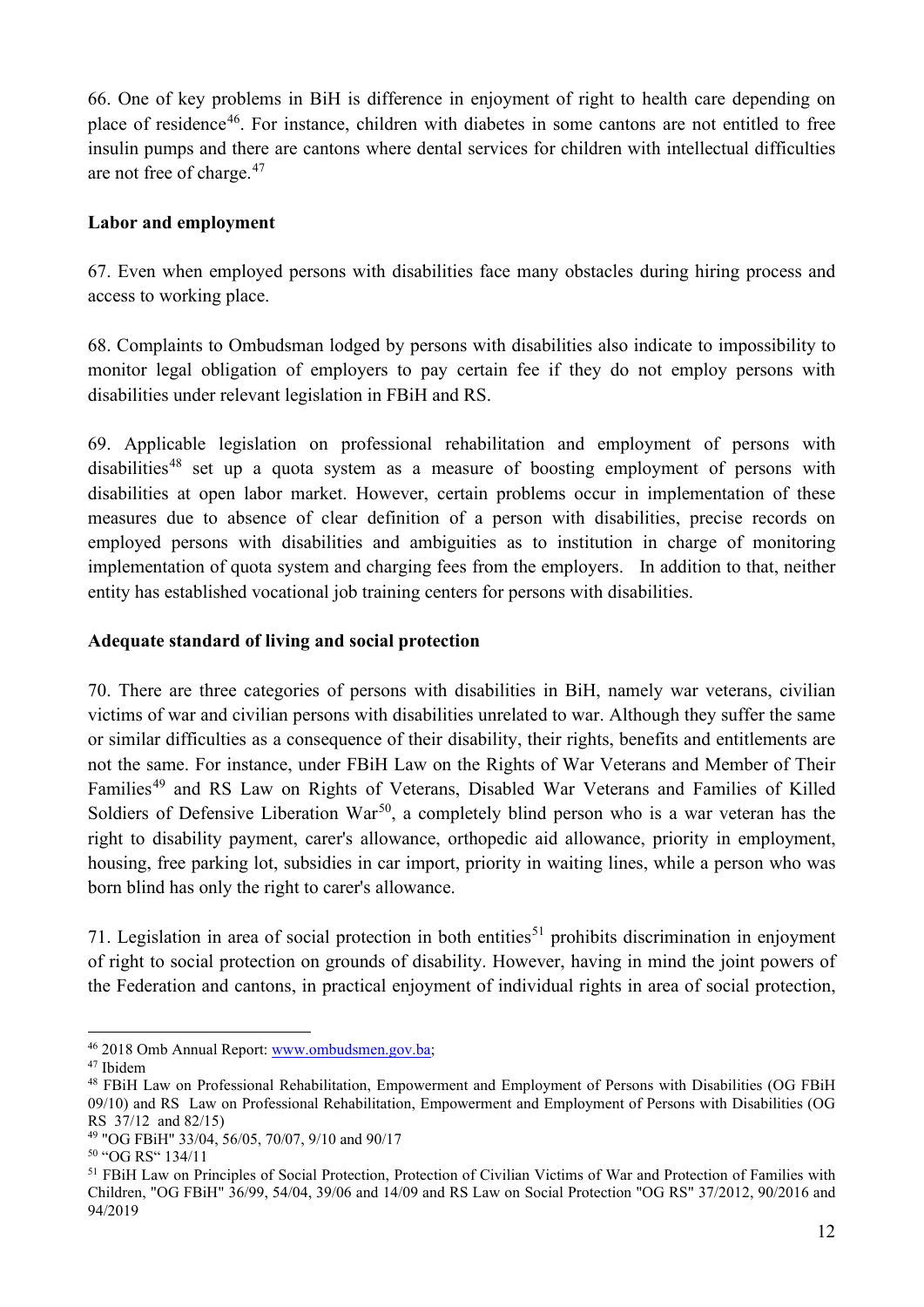66. One of key problems in BiH is difference in enjoyment of right to health care depending on place of residence[46]. For instance, children with diabetes in some cantons are not entitled to free insulin pumps and there are cantons where dental services for children with intellectual difficulties are not free of charge.[47]

**Labor and employment**

67. Even when employed persons with disabilities face many obstacles during hiring process and access to working place.

68. Complaints to Ombudsman lodged by persons with disabilities also indicate to impossibility to monitor legal obligation of employers to pay certain fee if they do not employ persons with disabilities under relevant legislation in FBiH and RS.

69. Applicable legislation on professional rehabilitation and employment of persons with disabilities[48] set up a quota system as a measure of boosting employment of persons with disabilities at open labor market. However, certain problems occur in implementation of these measures due to absence of clear definition of a person with disabilities, precise records on employed persons with disabilities and ambiguities as to institution in charge of monitoring implementation of quota system and charging fees from the employers. In addition to that, neither entity has established vocational job training centers for persons with disabilities.

**Adequate standard of living and social protection**

70. There are three categories of persons with disabilities in BiH, namely war veterans, civilian victims of war and civilian persons with disabilities unrelated to war. Although they suffer the same or similar difficulties as a consequence of their disability, their rights, benefits and entitlements are not the same. For instance, under FBiH Law on the Rights of War Veterans and Member of Their Families[49] and RS Law on Rights of Veterans, Disabled War Veterans and Families of Killed Soldiers of Defensive Liberation War[50], a completely blind person who is a war veteran has the right to disability payment, carer's allowance, orthopedic aid allowance, priority in employment, housing, free parking lot, subsidies in car import, priority in waiting lines, while a person who was born blind has only the right to carer's allowance.

71. Legislation in area of social protection in both entities[51] prohibits discrimination in enjoyment of right to social protection on grounds of disability. However, having in mind the joint powers of the Federation and cantons, in practical enjoyment of individual rights in area of social protection,

---

[46] 2018 Omb Annual Report: www.ombudsmen.gov.ba;

[47] Ibidem

[48] FBiH Law on Professional Rehabilitation, Empowerment and Employment of Persons with Disabilities (OG FBiH 09/10) and RS Law on Professional Rehabilitation, Empowerment and Employment of Persons with Disabilities (OG RS 37/12 and 82/15)

[49] "OG FBiH" 33/04, 56/05, 70/07, 9/10 and 90/17

[50] "OG RS" 134/11

[51] FBiH Law on Principles of Social Protection, Protection of Civilian Victims of War and Protection of Families with Children, "OG FBiH" 36/99, 54/04, 39/06 and 14/09 and RS Law on Social Protection "OG RS" 37/2012, 90/2016 and 94/2019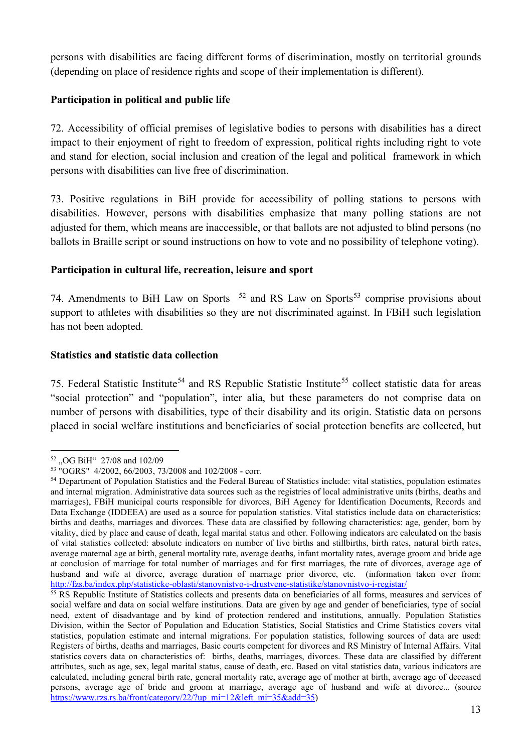persons with disabilities are facing different forms of discrimination, mostly on territorial grounds (depending on place of residence rights and scope of their implementation is different).

**Participation in political and public life**

72. Accessibility of official premises of legislative bodies to persons with disabilities has a direct impact to their enjoyment of right to freedom of expression, political rights including right to vote and stand for election, social inclusion and creation of the legal and political framework in which persons with disabilities can live free of discrimination.

73. Positive regulations in BiH provide for accessibility of polling stations to persons with disabilities. However, persons with disabilities emphasize that many polling stations are not adjusted for them, which means are inaccessible, or that ballots are not adjusted to blind persons (no ballots in Braille script or sound instructions on how to vote and no possibility of telephone voting).

**Participation in cultural life, recreation, leisure and sport**

74. Amendments to BiH Law on Sports [52] and RS Law on Sports[53] comprise provisions about support to athletes with disabilities so they are not discriminated against. In FBiH such legislation has not been adopted.

**Statistics and statistic data collection**

75. Federal Statistic Institute[54] and RS Republic Statistic Institute[55] collect statistic data for areas "social protection" and "population", inter alia, but these parameters do not comprise data on number of persons with disabilities, type of their disability and its origin. Statistic data on persons placed in social welfare institutions and beneficiaries of social protection benefits are collected, but

---

[52] „OG BiH" 27/08 and 102/09

[53] "OGRS" 4/2002, 66/2003, 73/2008 and 102/2008 - corr.

[54] Department of Population Statistics and the Federal Bureau of Statistics include: vital statistics, population estimates and internal migration. Administrative data sources such as the registries of local administrative units (births, deaths and marriages), FBiH municipal courts responsible for divorces, BiH Agency for Identification Documents, Records and Data Exchange (IDDEEA) are used as a source for population statistics. Vital statistics include data on characteristics: births and deaths, marriages and divorces. These data are classified by following characteristics: age, gender, born by vitality, died by place and cause of death, legal marital status and other. Following indicators are calculated on the basis of vital statistics collected: absolute indicators on number of live births and stillbirths, birth rates, natural birth rates, average maternal age at birth, general mortality rate, average deaths, infant mortality rates, average groom and bride age at conclusion of marriage for total number of marriages and for first marriages, the rate of divorces, average age of husband and wife at divorce, average duration of marriage prior divorce, etc. (information taken over from: http://fzs.ba/index.php/statisticke-oblasti/stanovnistvo-i-drustvene-statistike/stanovnistvo-i-registar/

[55] RS Republic Institute of Statistics collects and presents data on beneficiaries of all forms, measures and services of social welfare and data on social welfare institutions. Data are given by age and gender of beneficiaries, type of social need, extent of disadvantage and by kind of protection rendered and institutions, annually. Population Statistics Division, within the Sector of Population and Education Statistics, Social Statistics and Crime Statistics covers vital statistics, population estimate and internal migrations. For population statistics, following sources of data are used: Registers of births, deaths and marriages, Basic courts competent for divorces and RS Ministry of Internal Affairs. Vital statistics covers data on characteristics of: births, deaths, marriages, divorces. These data are classified by different attributes, such as age, sex, legal marital status, cause of death, etc. Based on vital statistics data, various indicators are calculated, including general birth rate, general mortality rate, average age of mother at birth, average age of deceased persons, average age of bride and groom at marriage, average age of husband and wife at divorce... (source https://www.rzs.rs.ba/front/category/22/?up_mi=12&left_mi=35&add=35)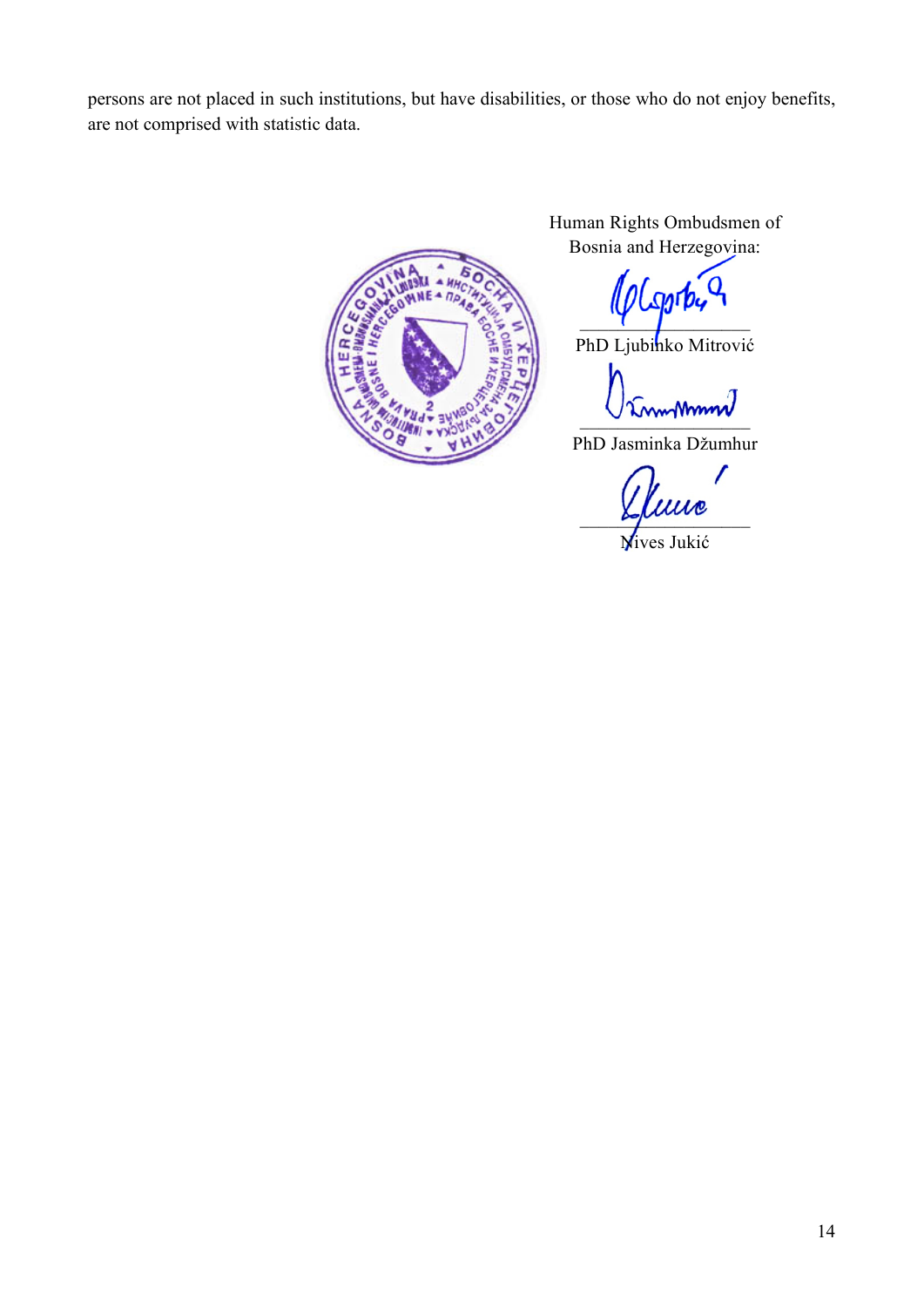persons are not placed in such institutions, but have disabilities, or those who do not enjoy benefits, are not comprised with statistic data.

Human Rights Ombudsmen of
Bosnia and Herzegovina:

_______________________
PhD Ljubinko Mitrović

_______________________
PhD Jasminka Džumhur

_______________________
Nives Jukić